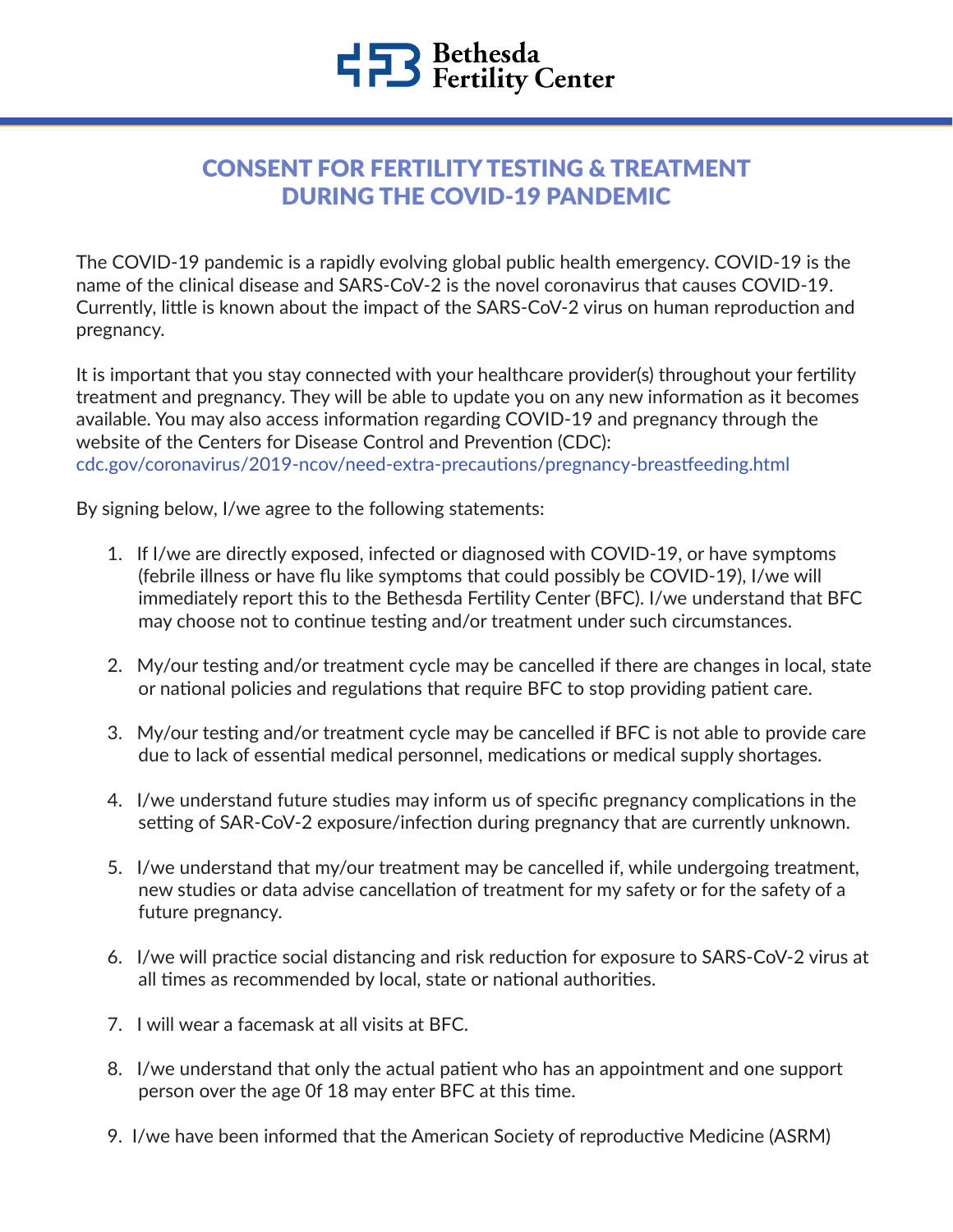Bethesda Fertility Center

# CONSENT FOR FERTILITY TESTING & TREATMENT DURING THE COVID-19 PANDEMIC

The COVID-19 pandemic is a rapidly evolving global public health emergency. COVID-19 is the name of the clinical disease and SARS-CoV-2 is the novel coronavirus that causes COVID-19. Currently, little is known about the impact of the SARS-CoV-2 virus on human reproduction and pregnancy.

It is important that you stay connected with your healthcare provider(s) throughout your fertility treatment and pregnancy. They will be able to update you on any new information as it becomes available. You may also access information regarding COVID-19 and pregnancy through the website of the Centers for Disease Control and Prevention (CDC):
cdc.gov/coronavirus/2019-ncov/need-extra-precautions/pregnancy-breastfeeding.html

By signing below, I/we agree to the following statements:

1. If I/we are directly exposed, infected or diagnosed with COVID-19, or have symptoms (febrile illness or have flu like symptoms that could possibly be COVID-19), I/we will immediately report this to the Bethesda Fertility Center (BFC). I/we understand that BFC may choose not to continue testing and/or treatment under such circumstances.

2. My/our testing and/or treatment cycle may be cancelled if there are changes in local, state or national policies and regulations that require BFC to stop providing patient care.

3. My/our testing and/or treatment cycle may be cancelled if BFC is not able to provide care due to lack of essential medical personnel, medications or medical supply shortages.

4. I/we understand future studies may inform us of specific pregnancy complications in the setting of SAR-CoV-2 exposure/infection during pregnancy that are currently unknown.

5. I/we understand that my/our treatment may be cancelled if, while undergoing treatment, new studies or data advise cancellation of treatment for my safety or for the safety of a future pregnancy.

6. I/we will practice social distancing and risk reduction for exposure to SARS-CoV-2 virus at all times as recommended by local, state or national authorities.

7. I will wear a facemask at all visits at BFC.

8. I/we understand that only the actual patient who has an appointment and one support person over the age 0f 18 may enter BFC at this time.

9. I/we have been informed that the American Society of reproductive Medicine (ASRM)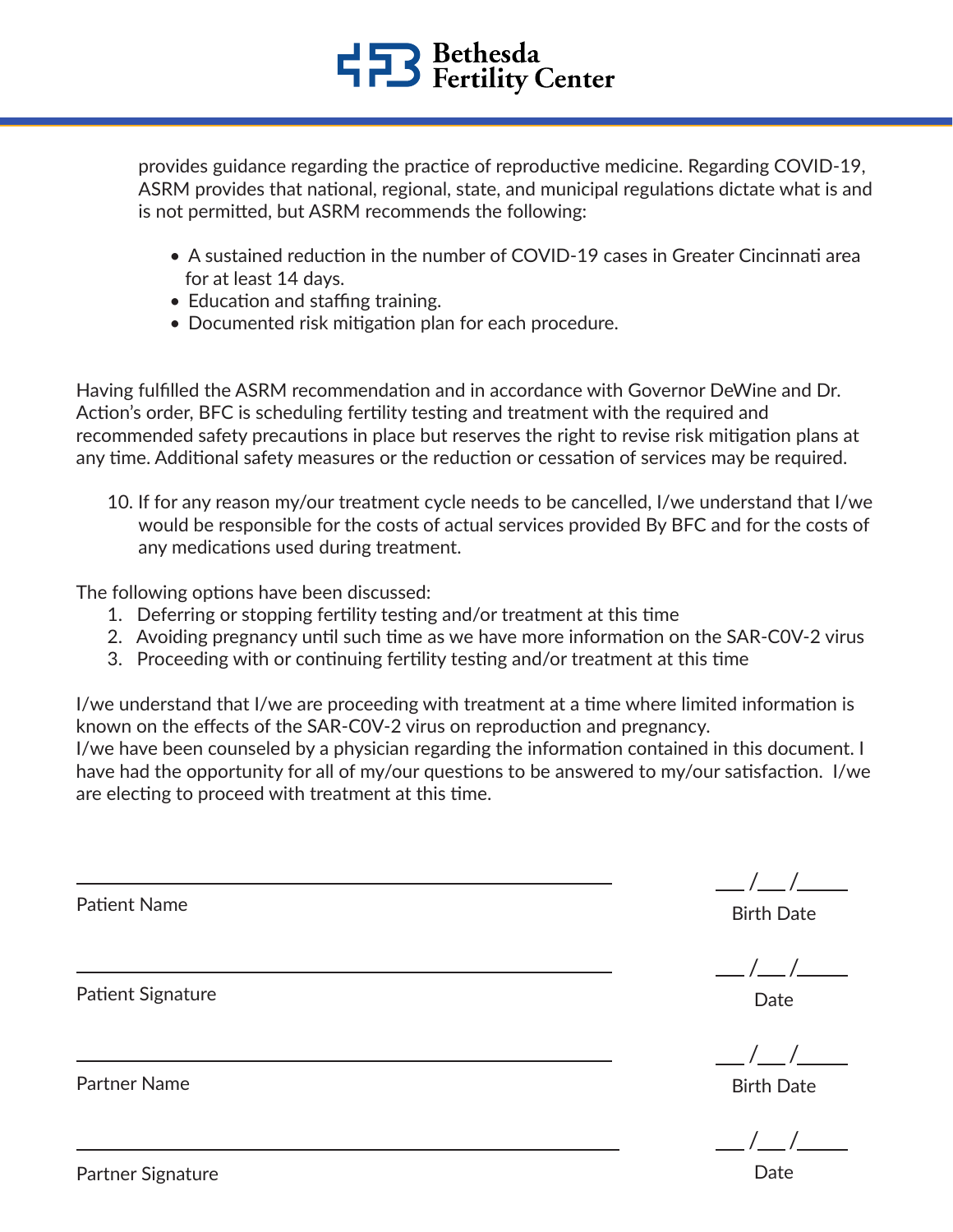provides guidance regarding the practice of reproductive medicine. Regarding COVID-19, ASRM provides that national, regional, state, and municipal regulations dictate what is and is not permitted, but ASRM recommends the following:

- A sustained reduction in the number of COVID-19 cases in Greater Cincinnati area for at least 14 days.
- Education and staffing training.
- Documented risk mitigation plan for each procedure.

Having fulfilled the ASRM recommendation and in accordance with Governor DeWine and Dr. Action's order, BFC is scheduling fertility testing and treatment with the required and recommended safety precautions in place but reserves the right to revise risk mitigation plans at any time. Additional safety measures or the reduction or cessation of services may be required.

10. If for any reason my/our treatment cycle needs to be cancelled, I/we understand that I/we would be responsible for the costs of actual services provided By BFC and for the costs of any medications used during treatment.

The following options have been discussed:

1. Deferring or stopping fertility testing and/or treatment at this time
2. Avoiding pregnancy until such time as we have more information on the SAR-C0V-2 virus
3. Proceeding with or continuing fertility testing and/or treatment at this time

I/we understand that I/we are proceeding with treatment at a time where limited information is known on the effects of the SAR-C0V-2 virus on reproduction and pregnancy.
I/we have been counseled by a physician regarding the information contained in this document. I have had the opportunity for all of my/our questions to be answered to my/our satisfaction. I/we are electing to proceed with treatment at this time.

______________________________ &nbsp;&nbsp;&nbsp; ___/___/_____
Patient Name &nbsp;&nbsp;&nbsp; Birth Date

______________________________ &nbsp;&nbsp;&nbsp; ___/___/_____
Patient Signature &nbsp;&nbsp;&nbsp; Date

______________________________ &nbsp;&nbsp;&nbsp; ___/___/_____
Partner Name &nbsp;&nbsp;&nbsp; Birth Date

______________________________ &nbsp;&nbsp;&nbsp; ___/___/_____
Partner Signature &nbsp;&nbsp;&nbsp; Date